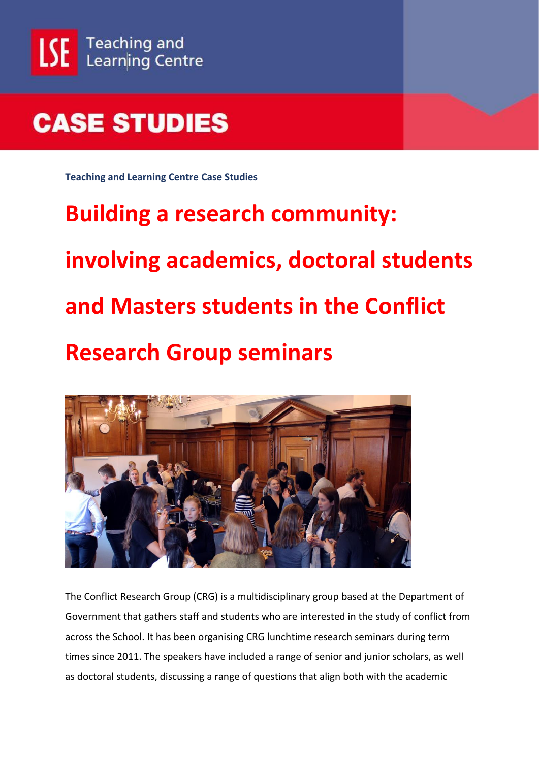LSE Teaching and Learning Centre

# CASE STUDIES

**Teaching and Learning Centre Case Studies**

# Building a research community: involving academics, doctoral students and Masters students in the Conflict Research Group seminars

The Conflict Research Group (CRG) is a multidisciplinary group based at the Department of Government that gathers staff and students who are interested in the study of conflict from across the School. It has been organising CRG lunchtime research seminars during term times since 2011. The speakers have included a range of senior and junior scholars, as well as doctoral students, discussing a range of questions that align both with the academic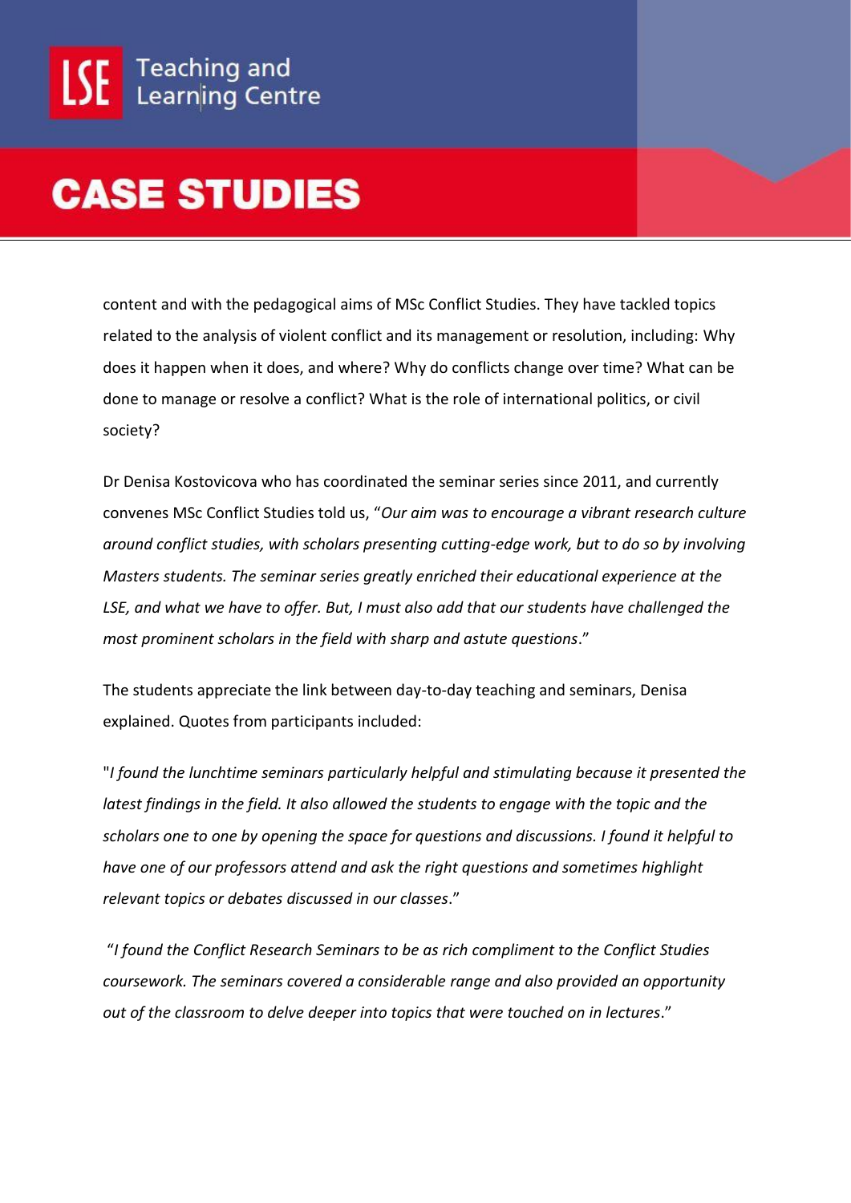content and with the pedagogical aims of MSc Conflict Studies. They have tackled topics related to the analysis of violent conflict and its management or resolution, including: Why does it happen when it does, and where? Why do conflicts change over time? What can be done to manage or resolve a conflict? What is the role of international politics, or civil society?

Dr Denisa Kostovicova who has coordinated the seminar series since 2011, and currently convenes MSc Conflict Studies told us, "*Our aim was to encourage a vibrant research culture around conflict studies, with scholars presenting cutting-edge work, but to do so by involving Masters students. The seminar series greatly enriched their educational experience at the LSE, and what we have to offer. But, I must also add that our students have challenged the most prominent scholars in the field with sharp and astute questions*."

The students appreciate the link between day-to-day teaching and seminars, Denisa explained. Quotes from participants included:

"*I found the lunchtime seminars particularly helpful and stimulating because it presented the latest findings in the field. It also allowed the students to engage with the topic and the scholars one to one by opening the space for questions and discussions. I found it helpful to have one of our professors attend and ask the right questions and sometimes highlight relevant topics or debates discussed in our classes*."

"*I found the Conflict Research Seminars to be as rich compliment to the Conflict Studies coursework. The seminars covered a considerable range and also provided an opportunity out of the classroom to delve deeper into topics that were touched on in lectures*."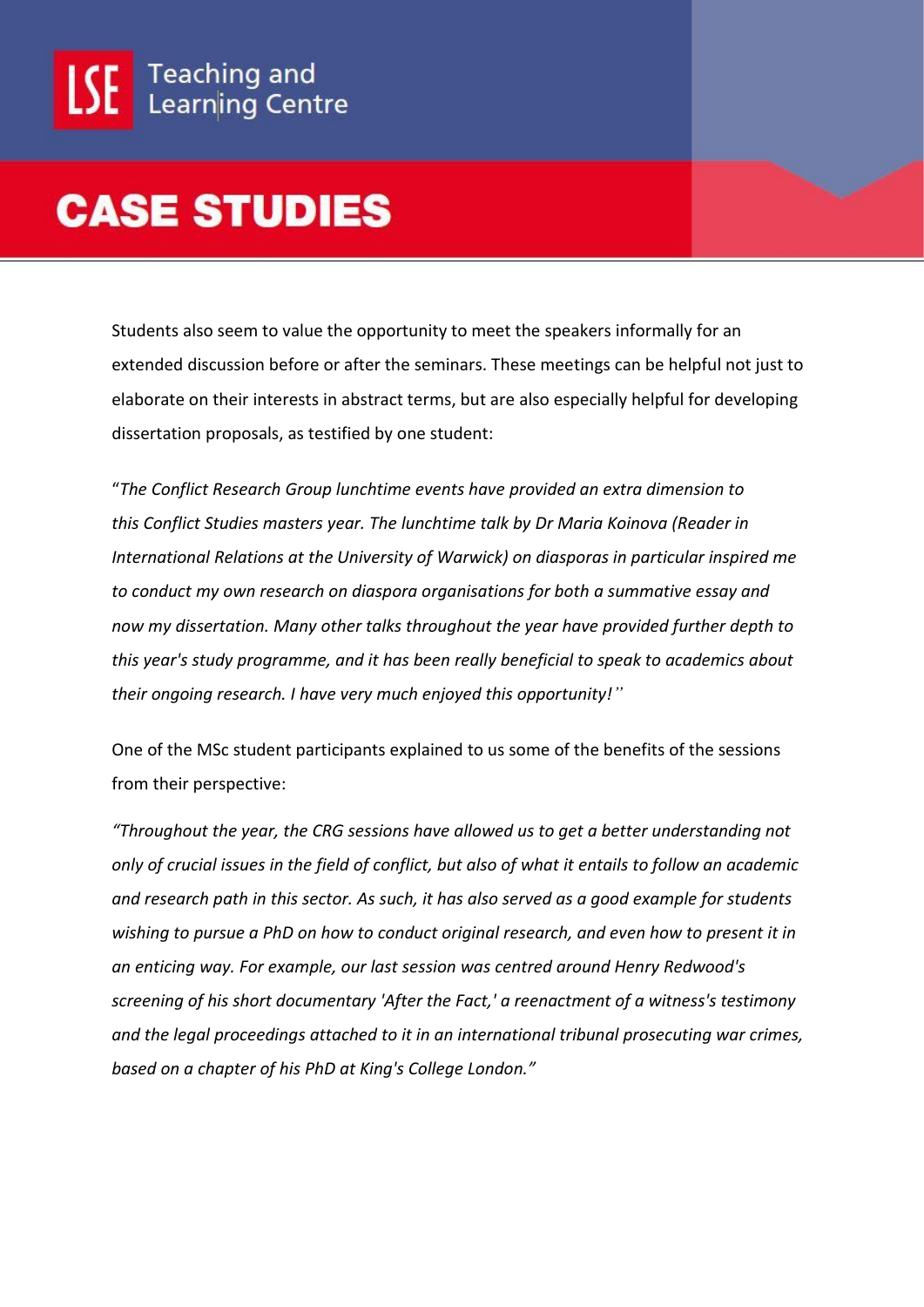Students also seem to value the opportunity to meet the speakers informally for an extended discussion before or after the seminars. These meetings can be helpful not just to elaborate on their interests in abstract terms, but are also especially helpful for developing dissertation proposals, as testified by one student:

"*The Conflict Research Group lunchtime events have provided an extra dimension to this Conflict Studies masters year. The lunchtime talk by Dr Maria Koinova (Reader in International Relations at the University of Warwick) on diasporas in particular inspired me to conduct my own research on diaspora organisations for both a summative essay and now my dissertation. Many other talks throughout the year have provided further depth to this year's study programme, and it has been really beneficial to speak to academics about their ongoing research. I have very much enjoyed this opportunity!*"

One of the MSc student participants explained to us some of the benefits of the sessions from their perspective:

*"Throughout the year, the CRG sessions have allowed us to get a better understanding not only of crucial issues in the field of conflict, but also of what it entails to follow an academic and research path in this sector. As such, it has also served as a good example for students wishing to pursue a PhD on how to conduct original research, and even how to present it in an enticing way. For example, our last session was centred around Henry Redwood's screening of his short documentary 'After the Fact,' a reenactment of a witness's testimony and the legal proceedings attached to it in an international tribunal prosecuting war crimes, based on a chapter of his PhD at King's College London."*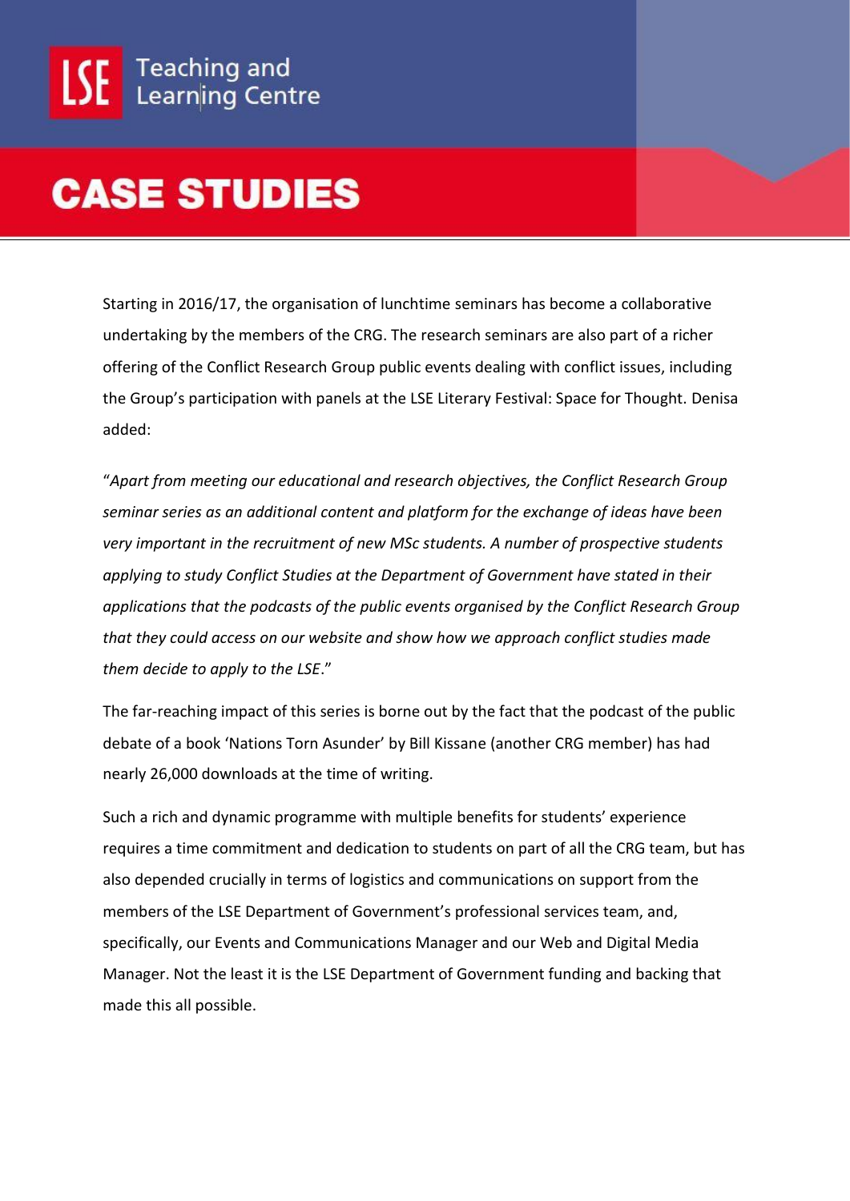Starting in 2016/17, the organisation of lunchtime seminars has become a collaborative undertaking by the members of the CRG. The research seminars are also part of a richer offering of the Conflict Research Group public events dealing with conflict issues, including the Group's participation with panels at the LSE Literary Festival: Space for Thought. Denisa added:

"*Apart from meeting our educational and research objectives, the Conflict Research Group seminar series as an additional content and platform for the exchange of ideas have been very important in the recruitment of new MSc students. A number of prospective students applying to study Conflict Studies at the Department of Government have stated in their applications that the podcasts of the public events organised by the Conflict Research Group that they could access on our website and show how we approach conflict studies made them decide to apply to the LSE*."

The far-reaching impact of this series is borne out by the fact that the podcast of the public debate of a book 'Nations Torn Asunder' by Bill Kissane (another CRG member) has had nearly 26,000 downloads at the time of writing.

Such a rich and dynamic programme with multiple benefits for students' experience requires a time commitment and dedication to students on part of all the CRG team, but has also depended crucially in terms of logistics and communications on support from the members of the LSE Department of Government's professional services team, and, specifically, our Events and Communications Manager and our Web and Digital Media Manager. Not the least it is the LSE Department of Government funding and backing that made this all possible.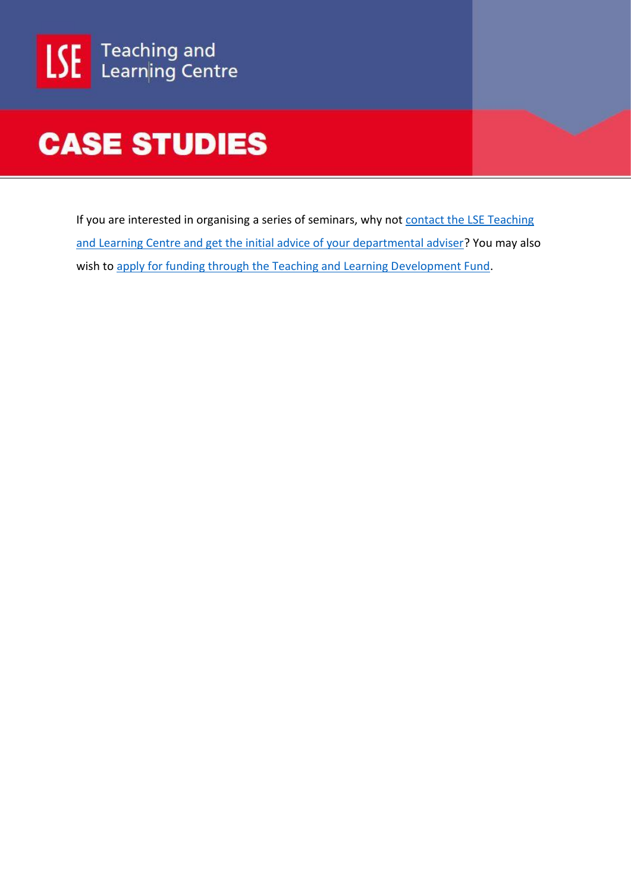If you are interested in organising a series of seminars, why not contact the LSE Teaching and Learning Centre and get the initial advice of your departmental adviser? You may also wish to apply for funding through the Teaching and Learning Development Fund.